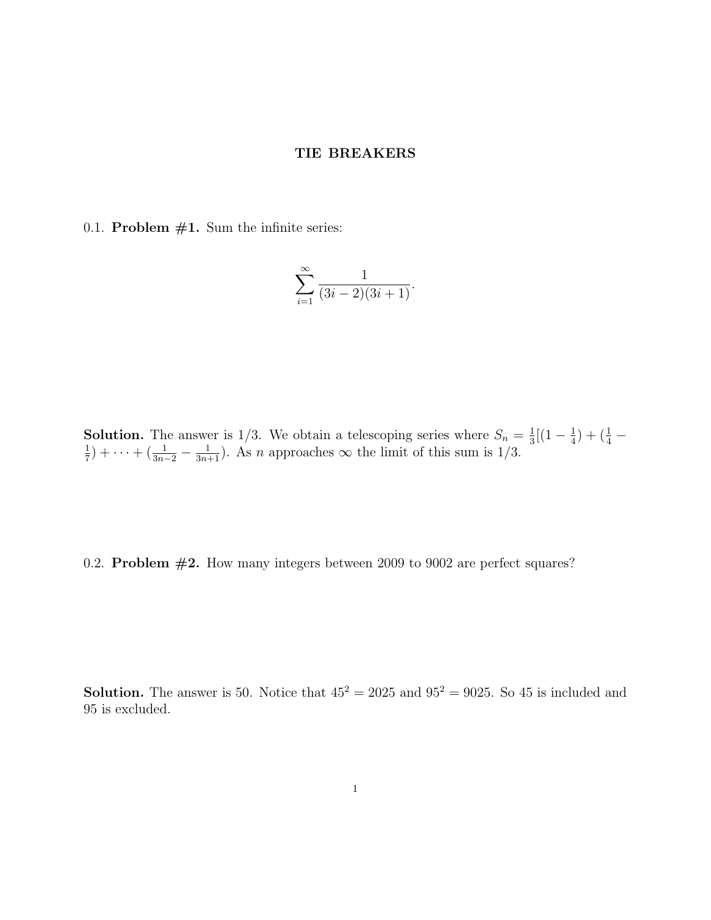# TIE BREAKERS

0.1. **Problem #1.** Sum the infinite series:

$$\sum_{i=1}^{\infty} \frac{1}{(3i-2)(3i+1)}.$$

**Solution.** The answer is 1/3. We obtain a telescoping series where $S_n = \frac{1}{3}[(1 - \frac{1}{4}) + (\frac{1}{4} - \frac{1}{7}) + \cdots + (\frac{1}{3n-2} - \frac{1}{3n+1})$. As $n$ approaches $\infty$ the limit of this sum is 1/3.

0.2. **Problem #2.** How many integers between 2009 to 9002 are perfect squares?

**Solution.** The answer is 50. Notice that $45^2 = 2025$ and $95^2 = 9025$. So 45 is included and 95 is excluded.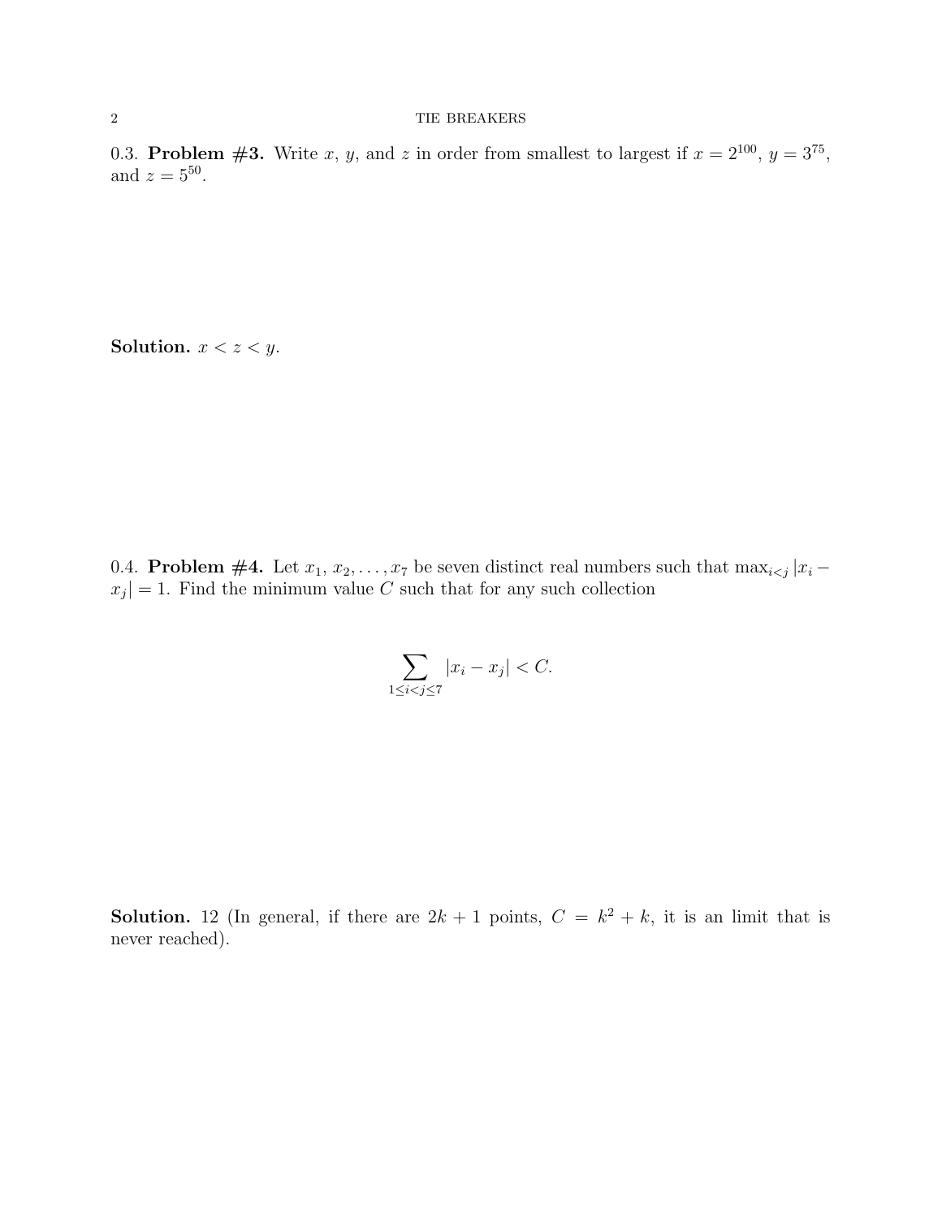0.3. **Problem #3.** Write $x$, $y$, and $z$ in order from smallest to largest if $x = 2^{100}$, $y = 3^{75}$, and $z = 5^{50}$.

**Solution.** $x < z < y$.

0.4. **Problem #4.** Let $x_1, x_2, \ldots, x_7$ be seven distinct real numbers such that $\max_{i<j} |x_i - x_j| = 1$. Find the minimum value $C$ such that for any such collection

$$\sum_{1 \leq i < j \leq 7} |x_i - x_j| < C.$$

**Solution.** 12 (In general, if there are $2k + 1$ points, $C = k^2 + k$, it is an limit that is never reached).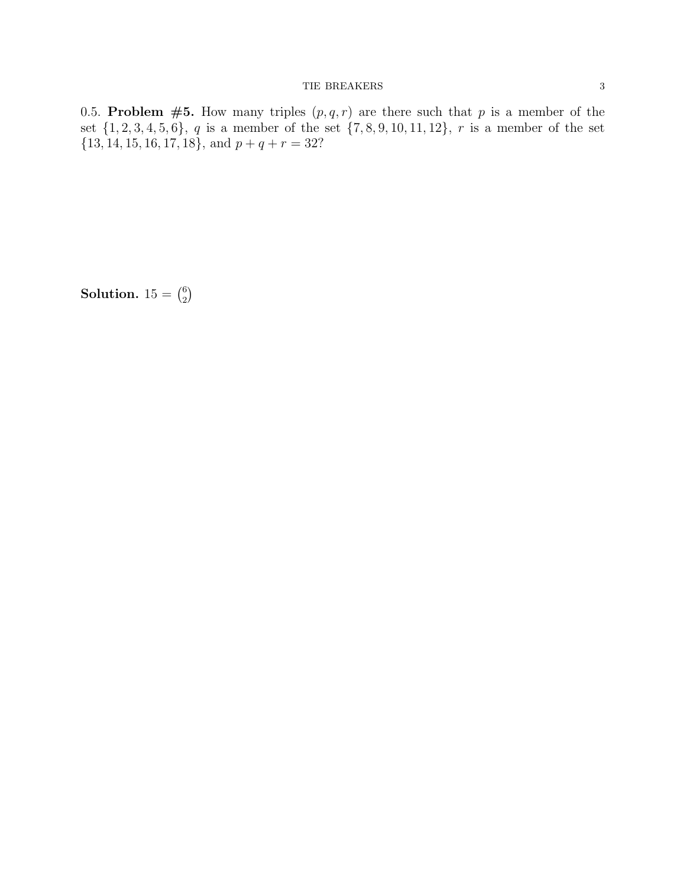0.5. **Problem #5.** How many triples $(p, q, r)$ are there such that $p$ is a member of the set $\{1, 2, 3, 4, 5, 6\}$, $q$ is a member of the set $\{7, 8, 9, 10, 11, 12\}$, $r$ is a member of the set $\{13, 14, 15, 16, 17, 18\}$, and $p + q + r = 32$?

**Solution.** $15 = \binom{6}{2}$